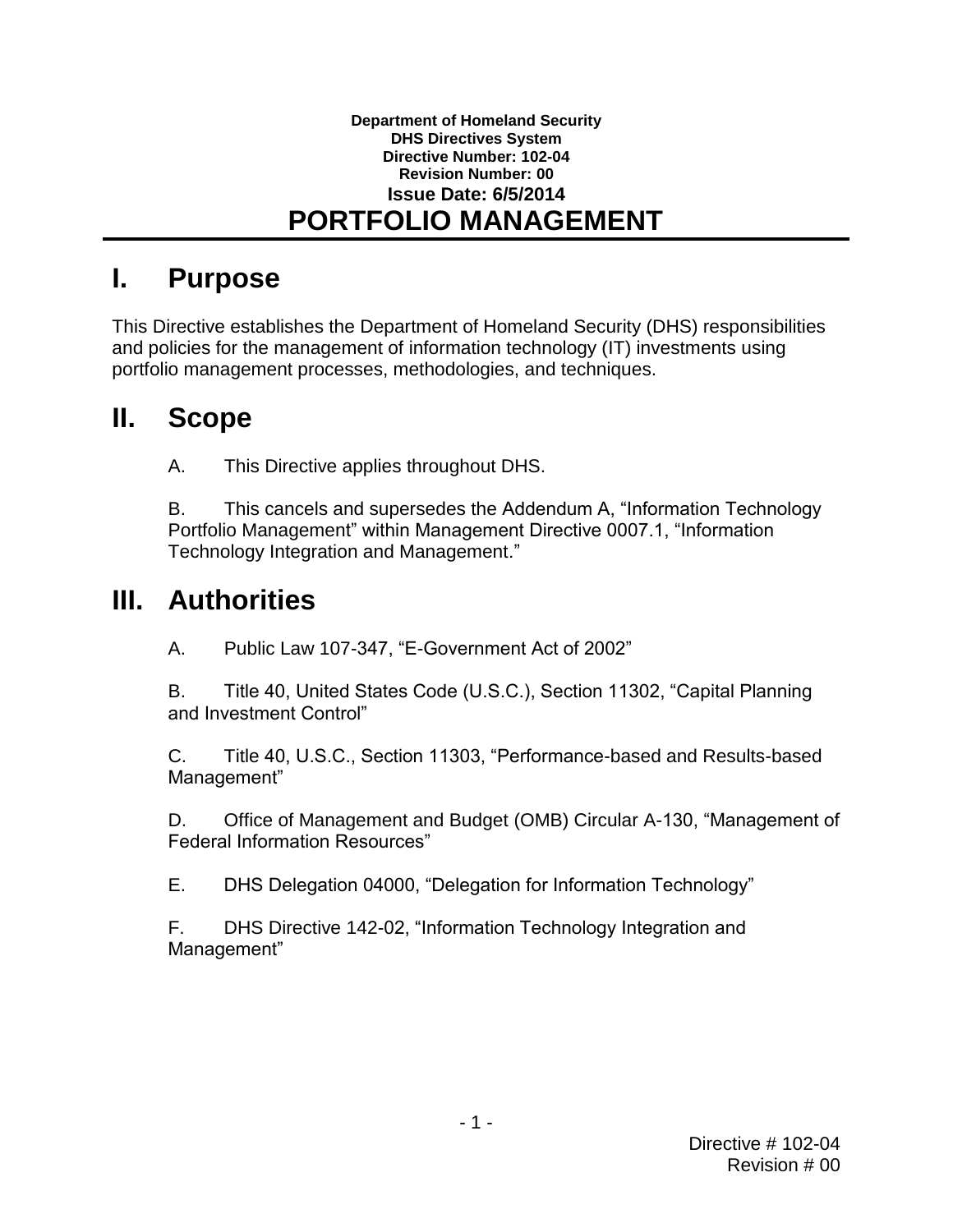**Department of Homeland Security**
**DHS Directives System**
**Directive Number: 102-04**
**Revision Number: 00**
**Issue Date: 6/5/2014**

# PORTFOLIO MANAGEMENT

## I. Purpose

This Directive establishes the Department of Homeland Security (DHS) responsibilities and policies for the management of information technology (IT) investments using portfolio management processes, methodologies, and techniques.

## II. Scope

A. This Directive applies throughout DHS.

B. This cancels and supersedes the Addendum A, "Information Technology Portfolio Management" within Management Directive 0007.1, "Information Technology Integration and Management."

## III. Authorities

A. Public Law 107-347, "E-Government Act of 2002"

B. Title 40, United States Code (U.S.C.), Section 11302, "Capital Planning and Investment Control"

C. Title 40, U.S.C., Section 11303, "Performance-based and Results-based Management"

D. Office of Management and Budget (OMB) Circular A-130, "Management of Federal Information Resources"

E. DHS Delegation 04000, "Delegation for Information Technology"

F. DHS Directive 142-02, "Information Technology Integration and Management"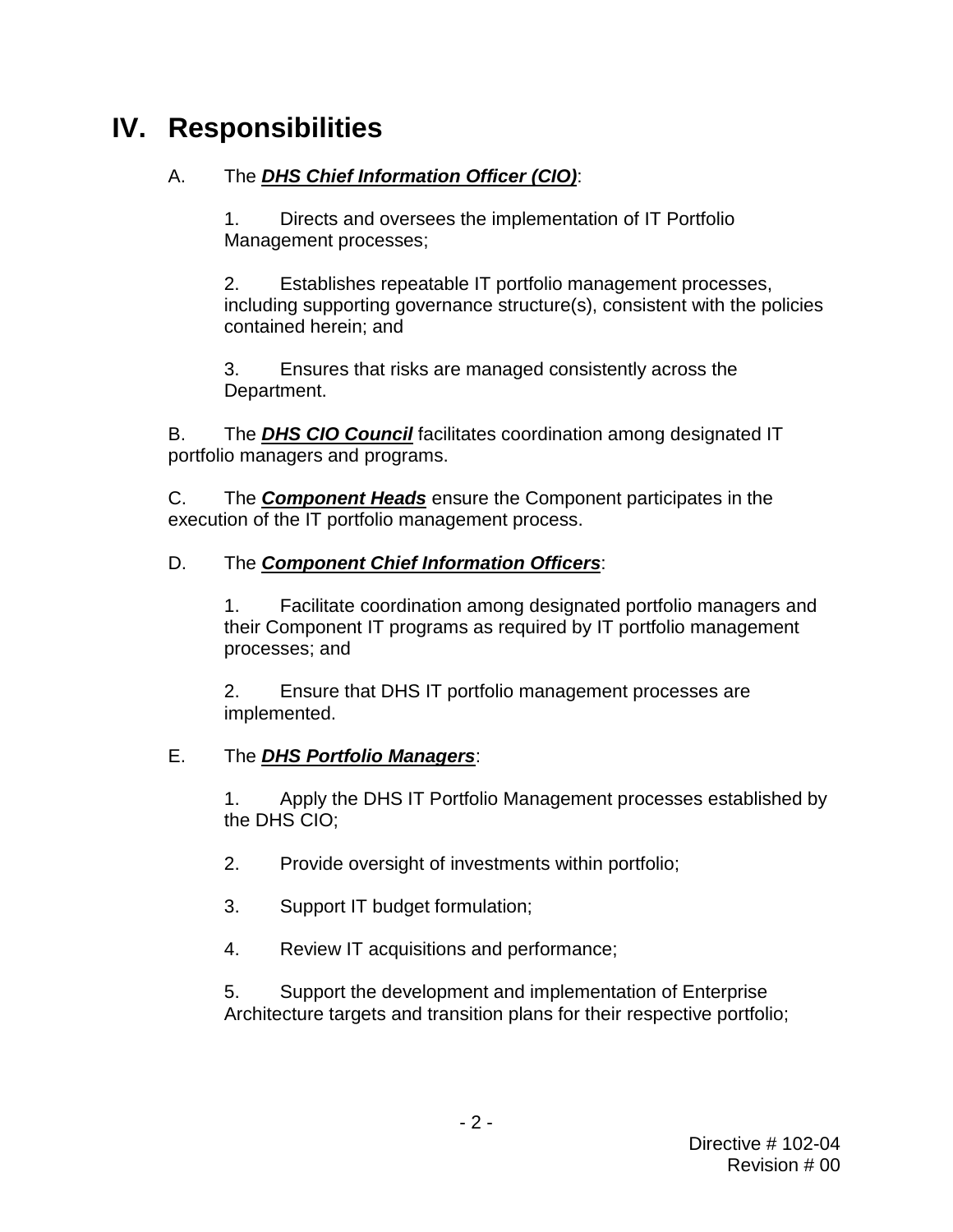# IV. Responsibilities

A. The ***DHS Chief Information Officer (CIO)***:

1. Directs and oversees the implementation of IT Portfolio Management processes;

2. Establishes repeatable IT portfolio management processes, including supporting governance structure(s), consistent with the policies contained herein; and

3. Ensures that risks are managed consistently across the Department.

B. The ***DHS CIO Council*** facilitates coordination among designated IT portfolio managers and programs.

C. The ***Component Heads*** ensure the Component participates in the execution of the IT portfolio management process.

D. The ***Component Chief Information Officers***:

1. Facilitate coordination among designated portfolio managers and their Component IT programs as required by IT portfolio management processes; and

2. Ensure that DHS IT portfolio management processes are implemented.

E. The ***DHS Portfolio Managers***:

1. Apply the DHS IT Portfolio Management processes established by the DHS CIO;

2. Provide oversight of investments within portfolio;

3. Support IT budget formulation;

4. Review IT acquisitions and performance;

5. Support the development and implementation of Enterprise Architecture targets and transition plans for their respective portfolio;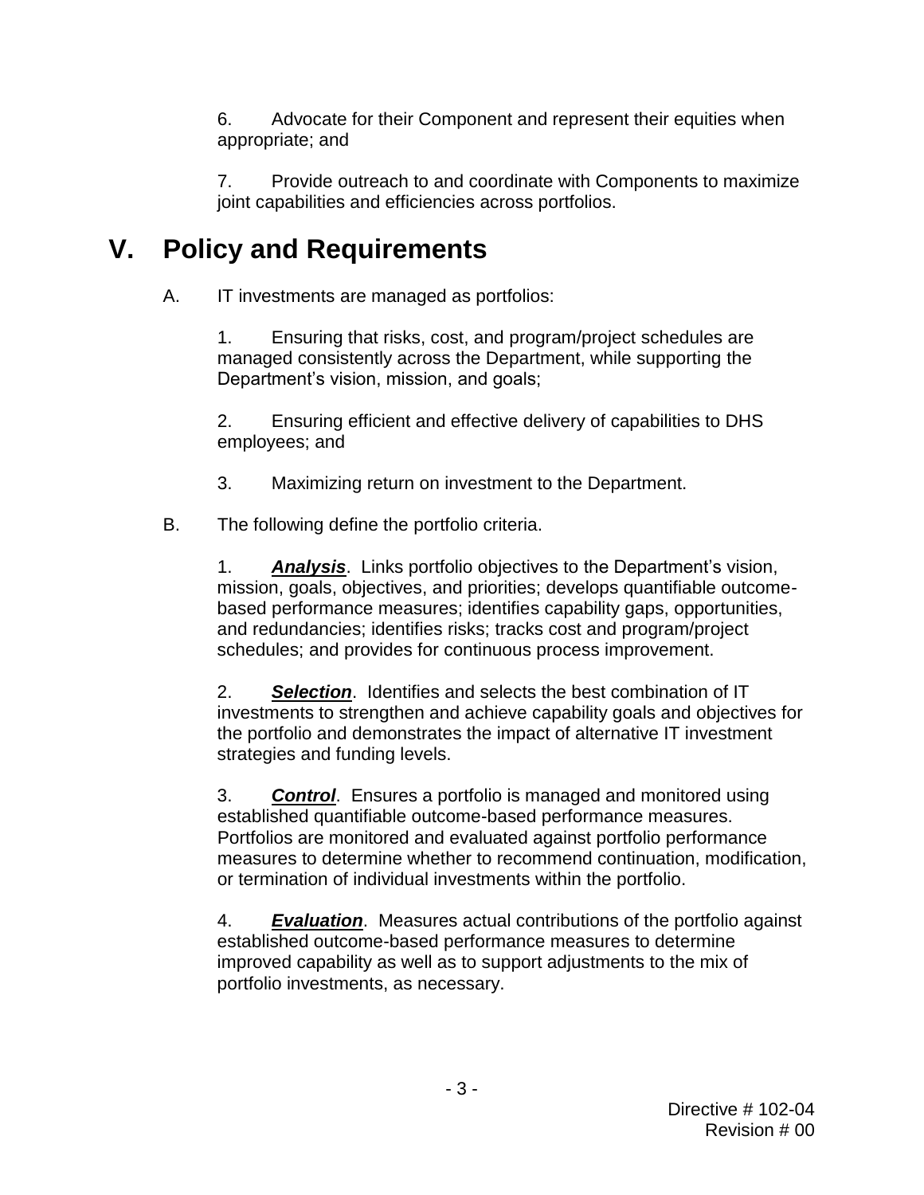6. Advocate for their Component and represent their equities when appropriate; and

7. Provide outreach to and coordinate with Components to maximize joint capabilities and efficiencies across portfolios.

# V. Policy and Requirements

A. IT investments are managed as portfolios:

1. Ensuring that risks, cost, and program/project schedules are managed consistently across the Department, while supporting the Department's vision, mission, and goals;

2. Ensuring efficient and effective delivery of capabilities to DHS employees; and

3. Maximizing return on investment to the Department.

B. The following define the portfolio criteria.

1. ***Analysis***. Links portfolio objectives to the Department's vision, mission, goals, objectives, and priorities; develops quantifiable outcome-based performance measures; identifies capability gaps, opportunities, and redundancies; identifies risks; tracks cost and program/project schedules; and provides for continuous process improvement.

2. ***Selection***. Identifies and selects the best combination of IT investments to strengthen and achieve capability goals and objectives for the portfolio and demonstrates the impact of alternative IT investment strategies and funding levels.

3. ***Control***. Ensures a portfolio is managed and monitored using established quantifiable outcome-based performance measures. Portfolios are monitored and evaluated against portfolio performance measures to determine whether to recommend continuation, modification, or termination of individual investments within the portfolio.

4. ***Evaluation***. Measures actual contributions of the portfolio against established outcome-based performance measures to determine improved capability as well as to support adjustments to the mix of portfolio investments, as necessary.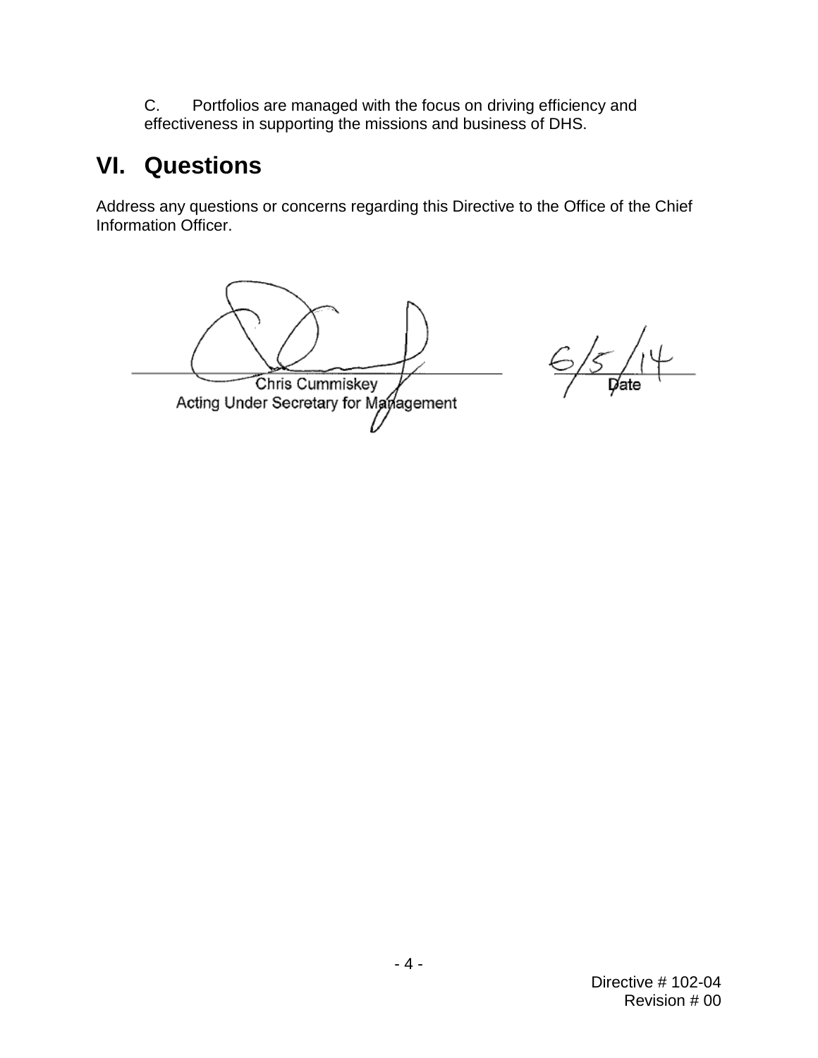C. Portfolios are managed with the focus on driving efficiency and effectiveness in supporting the missions and business of DHS.

# VI. Questions

Address any questions or concerns regarding this Directive to the Office of the Chief Information Officer.

Chris Cummiskey
Acting Under Secretary for Management

6/5/14
Date

Directive # 102-04
Revision # 00